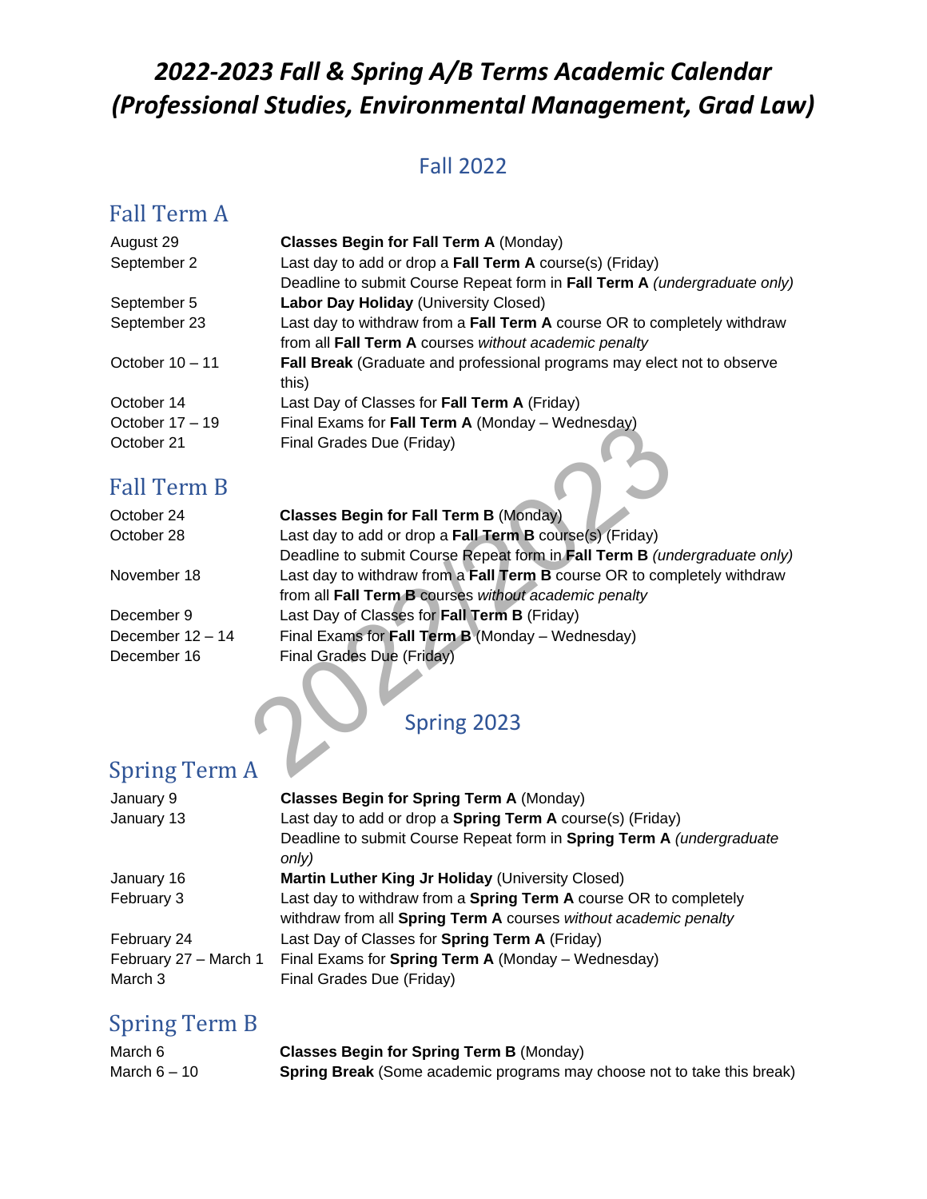# 2022-2023 Fall & Spring A/B Terms Academic Calendar (Professional Studies, Environmental Management, Grad Law)

## Fall 2022

### Fall Term A

| | |
|---|---|
| August 29 | **Classes Begin for Fall Term A** (Monday) |
| September 2 | Last day to add or drop a **Fall Term A** course(s) (Friday)<br>Deadline to submit Course Repeat form in **Fall Term A** *(undergraduate only)* |
| September 5 | **Labor Day Holiday** (University Closed) |
| September 23 | Last day to withdraw from a **Fall Term A** course OR to completely withdraw from all **Fall Term A** courses *without academic penalty* |
| October 10 – 11 | **Fall Break** (Graduate and professional programs may elect not to observe this) |
| October 14 | Last Day of Classes for **Fall Term A** (Friday) |
| October 17 – 19 | Final Exams for **Fall Term A** (Monday – Wednesday) |
| October 21 | Final Grades Due (Friday) |

### Fall Term B

| | |
|---|---|
| October 24 | **Classes Begin for Fall Term B** (Monday) |
| October 28 | Last day to add or drop a **Fall Term B** course(s) (Friday)<br>Deadline to submit Course Repeat form in **Fall Term B** *(undergraduate only)* |
| November 18 | Last day to withdraw from a **Fall Term B** course OR to completely withdraw from all **Fall Term B** courses *without academic penalty* |
| December 9 | Last Day of Classes for **Fall Term B** (Friday) |
| December 12 – 14 | Final Exams for **Fall Term B** (Monday – Wednesday) |
| December 16 | Final Grades Due (Friday) |

## Spring 2023

### Spring Term A

| | |
|---|---|
| January 9 | **Classes Begin for Spring Term A** (Monday) |
| January 13 | Last day to add or drop a **Spring Term A** course(s) (Friday)<br>Deadline to submit Course Repeat form in **Spring Term A** *(undergraduate only)* |
| January 16 | **Martin Luther King Jr Holiday** (University Closed) |
| February 3 | Last day to withdraw from a **Spring Term A** course OR to completely withdraw from all **Spring Term A** courses *without academic penalty* |
| February 24 | Last Day of Classes for **Spring Term A** (Friday) |
| February 27 – March 1 | Final Exams for **Spring Term A** (Monday – Wednesday) |
| March 3 | Final Grades Due (Friday) |

### Spring Term B

| | |
|---|---|
| March 6 | **Classes Begin for Spring Term B** (Monday) |
| March 6 – 10 | **Spring Break** (Some academic programs may choose not to take this break) |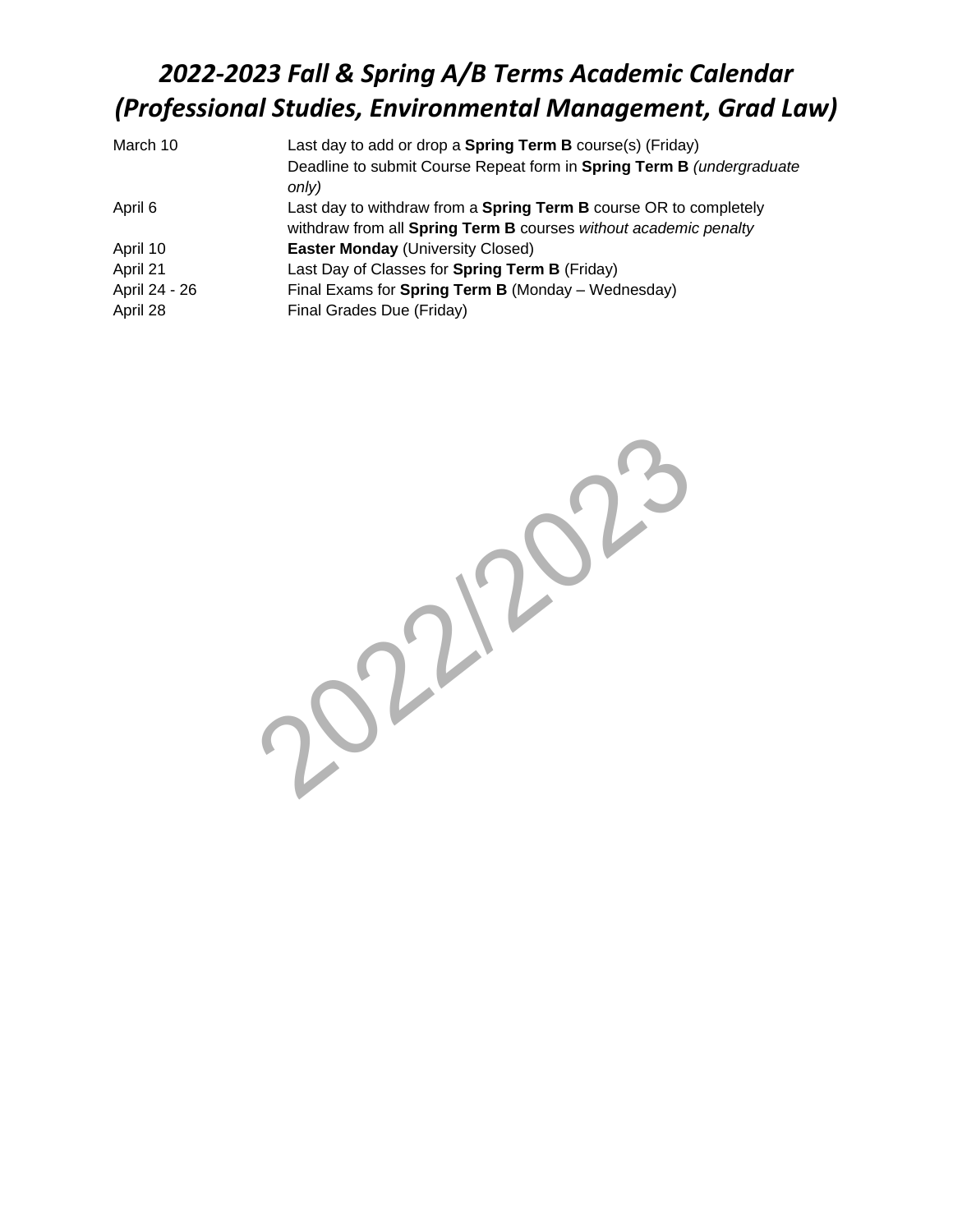# *2022-2023 Fall & Spring A/B Terms Academic Calendar (Professional Studies, Environmental Management, Grad Law)*

| | |
|---|---|
| March 10 | Last day to add or drop a **Spring Term B** course(s) (Friday)<br>Deadline to submit Course Repeat form in **Spring Term B** *(undergraduate only)* |
| April 6 | Last day to withdraw from a **Spring Term B** course OR to completely withdraw from all **Spring Term B** courses *without academic penalty* |
| April 10 | **Easter Monday** (University Closed) |
| April 21 | Last Day of Classes for **Spring Term B** (Friday) |
| April 24 - 26 | Final Exams for **Spring Term B** (Monday – Wednesday) |
| April 28 | Final Grades Due (Friday) |

2022/2023